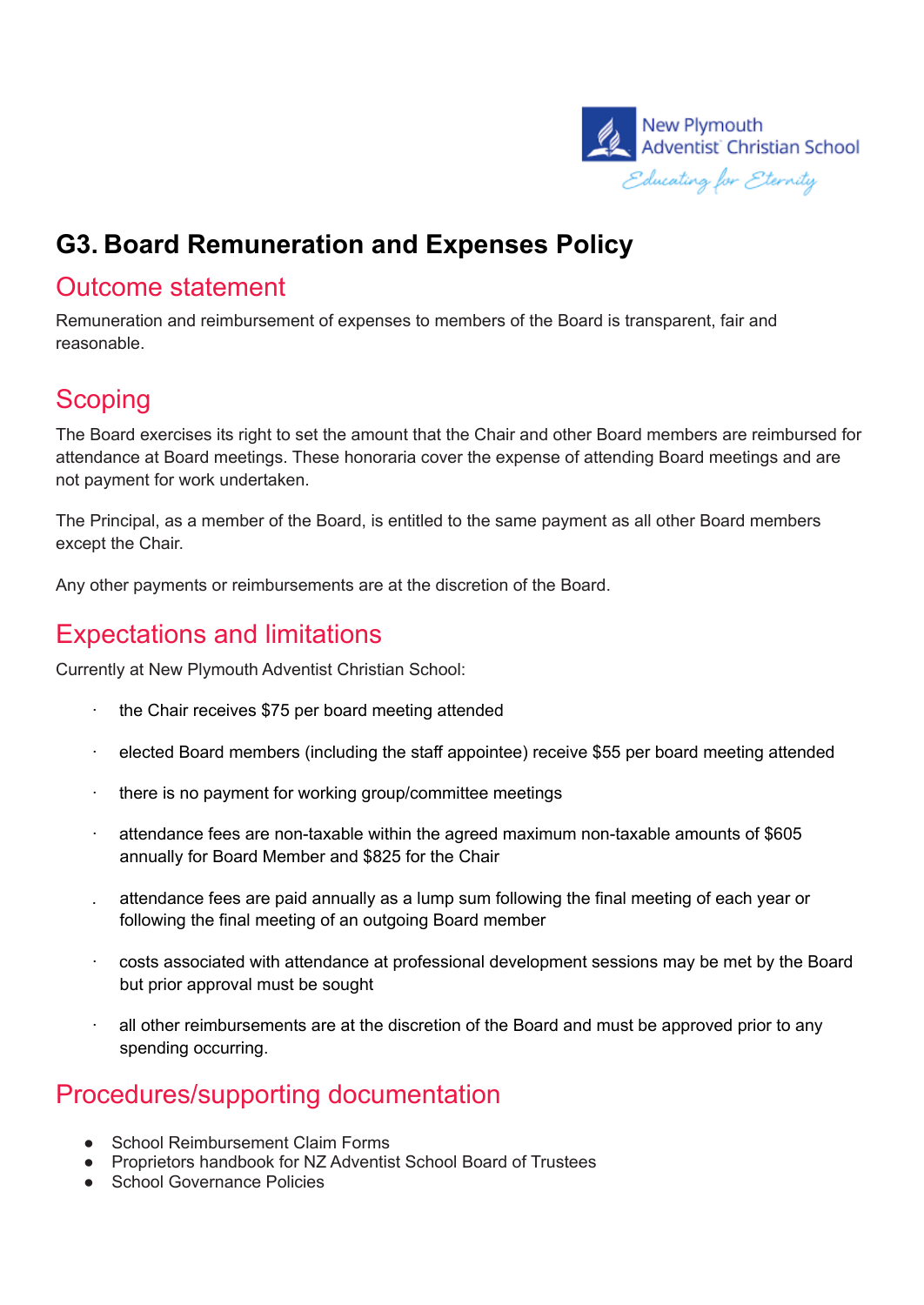New Plymouth Adventist Christian School

*Educating for Eternity*

# G3. Board Remuneration and Expenses Policy

## Outcome statement

Remuneration and reimbursement of expenses to members of the Board is transparent, fair and reasonable.

## Scoping

The Board exercises its right to set the amount that the Chair and other Board members are reimbursed for attendance at Board meetings. These honoraria cover the expense of attending Board meetings and are not payment for work undertaken.

The Principal, as a member of the Board, is entitled to the same payment as all other Board members except the Chair.

Any other payments or reimbursements are at the discretion of the Board.

## Expectations and limitations

Currently at New Plymouth Adventist Christian School:

- the Chair receives $75 per board meeting attended
- elected Board members (including the staff appointee) receive $55 per board meeting attended
- there is no payment for working group/committee meetings
- attendance fees are non-taxable within the agreed maximum non-taxable amounts of $605 annually for Board Member and $825 for the Chair
- attendance fees are paid annually as a lump sum following the final meeting of each year or following the final meeting of an outgoing Board member
- costs associated with attendance at professional development sessions may be met by the Board but prior approval must be sought
- all other reimbursements are at the discretion of the Board and must be approved prior to any spending occurring.

## Procedures/supporting documentation

- School Reimbursement Claim Forms
- Proprietors handbook for NZ Adventist School Board of Trustees
- School Governance Policies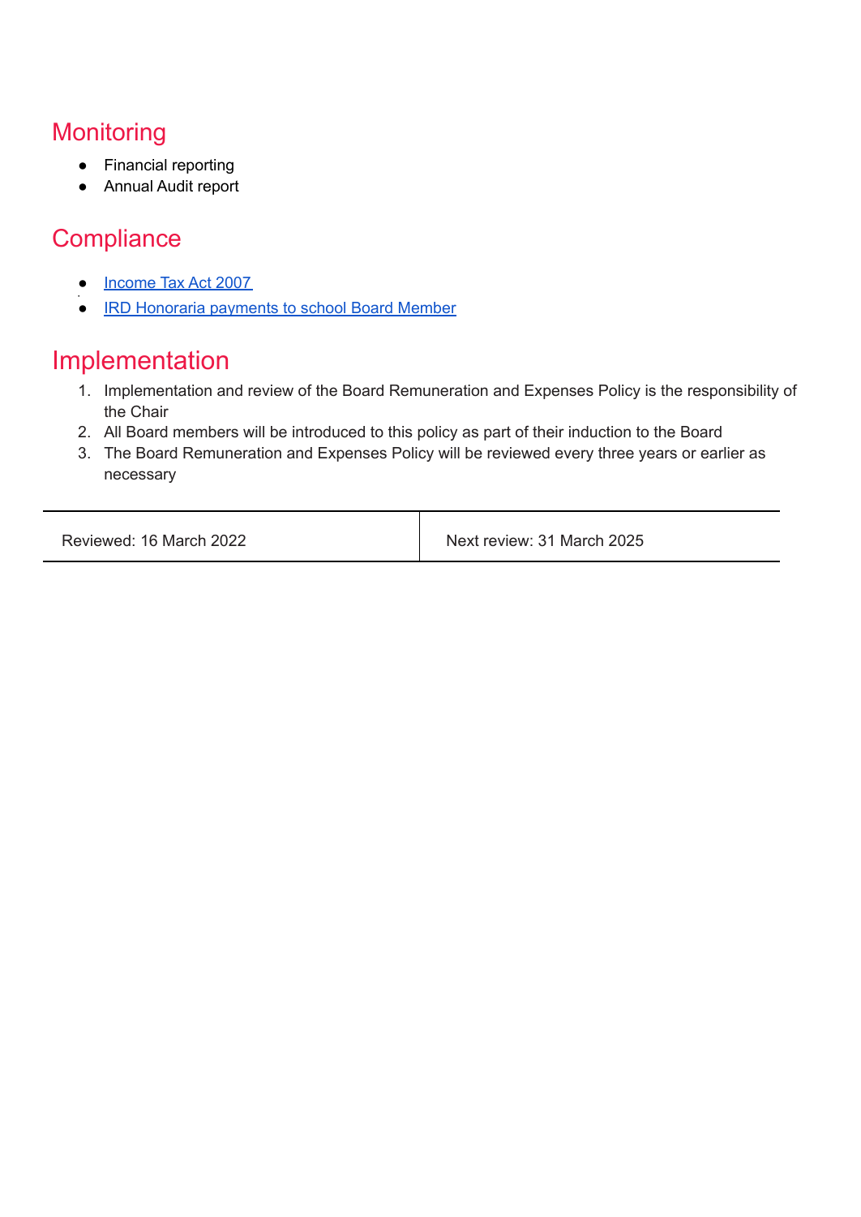## Monitoring

- Financial reporting
- Annual Audit report

## Compliance

- Income Tax Act 2007
- IRD Honoraria payments to school Board Member

## Implementation

1. Implementation and review of the Board Remuneration and Expenses Policy is the responsibility of the Chair
2. All Board members will be introduced to this policy as part of their induction to the Board
3. The Board Remuneration and Expenses Policy will be reviewed every three years or earlier as necessary

| | |
|---|---|
| Reviewed: 16 March 2022 | Next review: 31 March 2025 |